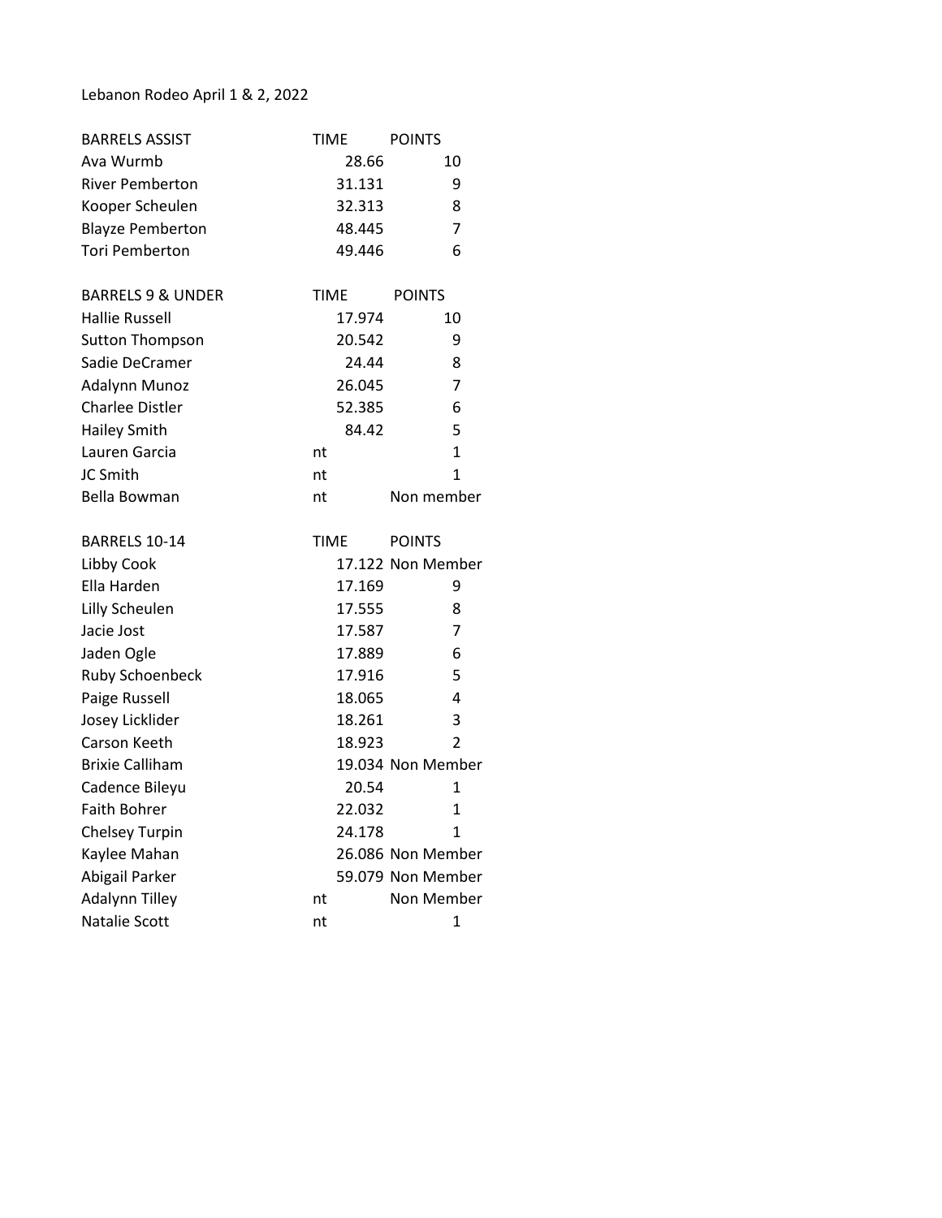Lebanon Rodeo April 1 & 2, 2022

| BARRELS ASSIST | TIME | POINTS |
|---|---|---|
| Ava Wurmb | 28.66 | 10 |
| River Pemberton | 31.131 | 9 |
| Kooper Scheulen | 32.313 | 8 |
| Blayze Pemberton | 48.445 | 7 |
| Tori Pemberton | 49.446 | 6 |

| BARRELS 9 & UNDER | TIME | POINTS |
|---|---|---|
| Hallie Russell | 17.974 | 10 |
| Sutton Thompson | 20.542 | 9 |
| Sadie DeCramer | 24.44 | 8 |
| Adalynn Munoz | 26.045 | 7 |
| Charlee Distler | 52.385 | 6 |
| Hailey Smith | 84.42 | 5 |
| Lauren Garcia | nt | 1 |
| JC Smith | nt | 1 |
| Bella Bowman | nt | Non member |

| BARRELS 10-14 | TIME | POINTS |
|---|---|---|
| Libby Cook | 17.122 | Non Member |
| Ella Harden | 17.169 | 9 |
| Lilly Scheulen | 17.555 | 8 |
| Jacie Jost | 17.587 | 7 |
| Jaden Ogle | 17.889 | 6 |
| Ruby Schoenbeck | 17.916 | 5 |
| Paige Russell | 18.065 | 4 |
| Josey Licklider | 18.261 | 3 |
| Carson Keeth | 18.923 | 2 |
| Brixie Calliham | 19.034 | Non Member |
| Cadence Bileyu | 20.54 | 1 |
| Faith Bohrer | 22.032 | 1 |
| Chelsey Turpin | 24.178 | 1 |
| Kaylee Mahan | 26.086 | Non Member |
| Abigail Parker | 59.079 | Non Member |
| Adalynn Tilley | nt | Non Member |
| Natalie Scott | nt | 1 |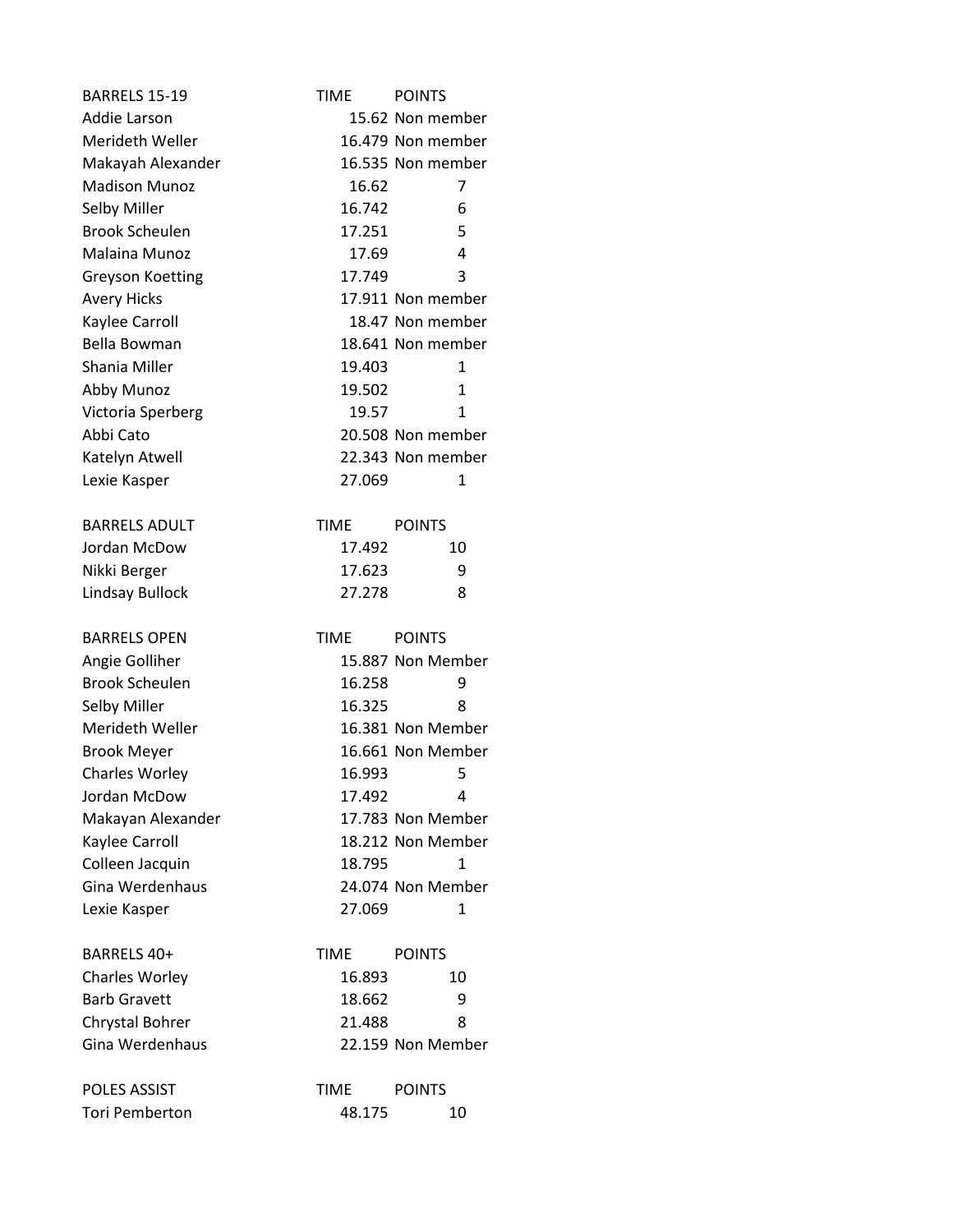| BARRELS 15-19 | TIME | POINTS |
|---|---|---|
| Addie Larson | 15.62 | Non member |
| Merideth Weller | 16.479 | Non member |
| Makayah Alexander | 16.535 | Non member |
| Madison Munoz | 16.62 | 7 |
| Selby Miller | 16.742 | 6 |
| Brook Scheulen | 17.251 | 5 |
| Malaina Munoz | 17.69 | 4 |
| Greyson Koetting | 17.749 | 3 |
| Avery Hicks | 17.911 | Non member |
| Kaylee Carroll | 18.47 | Non member |
| Bella Bowman | 18.641 | Non member |
| Shania Miller | 19.403 | 1 |
| Abby Munoz | 19.502 | 1 |
| Victoria Sperberg | 19.57 | 1 |
| Abbi Cato | 20.508 | Non member |
| Katelyn Atwell | 22.343 | Non member |
| Lexie Kasper | 27.069 | 1 |

| BARRELS ADULT | TIME | POINTS |
|---|---|---|
| Jordan McDow | 17.492 | 10 |
| Nikki Berger | 17.623 | 9 |
| Lindsay Bullock | 27.278 | 8 |

| BARRELS OPEN | TIME | POINTS |
|---|---|---|
| Angie Golliher | 15.887 | Non Member |
| Brook Scheulen | 16.258 | 9 |
| Selby Miller | 16.325 | 8 |
| Merideth Weller | 16.381 | Non Member |
| Brook Meyer | 16.661 | Non Member |
| Charles Worley | 16.993 | 5 |
| Jordan McDow | 17.492 | 4 |
| Makayan Alexander | 17.783 | Non Member |
| Kaylee Carroll | 18.212 | Non Member |
| Colleen Jacquin | 18.795 | 1 |
| Gina Werdenhaus | 24.074 | Non Member |
| Lexie Kasper | 27.069 | 1 |

| BARRELS 40+ | TIME | POINTS |
|---|---|---|
| Charles Worley | 16.893 | 10 |
| Barb Gravett | 18.662 | 9 |
| Chrystal Bohrer | 21.488 | 8 |
| Gina Werdenhaus | 22.159 | Non Member |

| POLES ASSIST | TIME | POINTS |
|---|---|---|
| Tori Pemberton | 48.175 | 10 |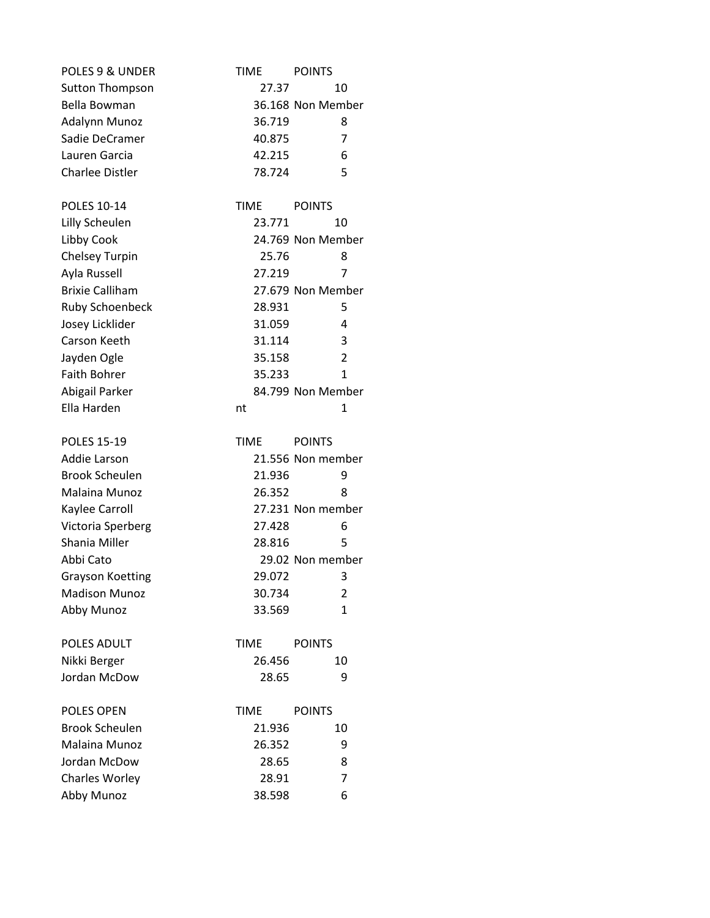| POLES 9 & UNDER | TIME | POINTS |
| --- | --- | --- |
| Sutton Thompson | 27.37 | 10 |
| Bella Bowman | 36.168 | Non Member |
| Adalynn Munoz | 36.719 | 8 |
| Sadie DeCramer | 40.875 | 7 |
| Lauren Garcia | 42.215 | 6 |
| Charlee Distler | 78.724 | 5 |

| POLES 10-14 | TIME | POINTS |
| --- | --- | --- |
| Lilly Scheulen | 23.771 | 10 |
| Libby Cook | 24.769 | Non Member |
| Chelsey Turpin | 25.76 | 8 |
| Ayla Russell | 27.219 | 7 |
| Brixie Calliham | 27.679 | Non Member |
| Ruby Schoenbeck | 28.931 | 5 |
| Josey Licklider | 31.059 | 4 |
| Carson Keeth | 31.114 | 3 |
| Jayden Ogle | 35.158 | 2 |
| Faith Bohrer | 35.233 | 1 |
| Abigail Parker | 84.799 | Non Member |
| Ella Harden | nt | 1 |

| POLES 15-19 | TIME | POINTS |
| --- | --- | --- |
| Addie Larson | 21.556 | Non member |
| Brook Scheulen | 21.936 | 9 |
| Malaina Munoz | 26.352 | 8 |
| Kaylee Carroll | 27.231 | Non member |
| Victoria Sperberg | 27.428 | 6 |
| Shania Miller | 28.816 | 5 |
| Abbi Cato | 29.02 | Non member |
| Grayson Koetting | 29.072 | 3 |
| Madison Munoz | 30.734 | 2 |
| Abby Munoz | 33.569 | 1 |

| POLES ADULT | TIME | POINTS |
| --- | --- | --- |
| Nikki Berger | 26.456 | 10 |
| Jordan McDow | 28.65 | 9 |

| POLES OPEN | TIME | POINTS |
| --- | --- | --- |
| Brook Scheulen | 21.936 | 10 |
| Malaina Munoz | 26.352 | 9 |
| Jordan McDow | 28.65 | 8 |
| Charles Worley | 28.91 | 7 |
| Abby Munoz | 38.598 | 6 |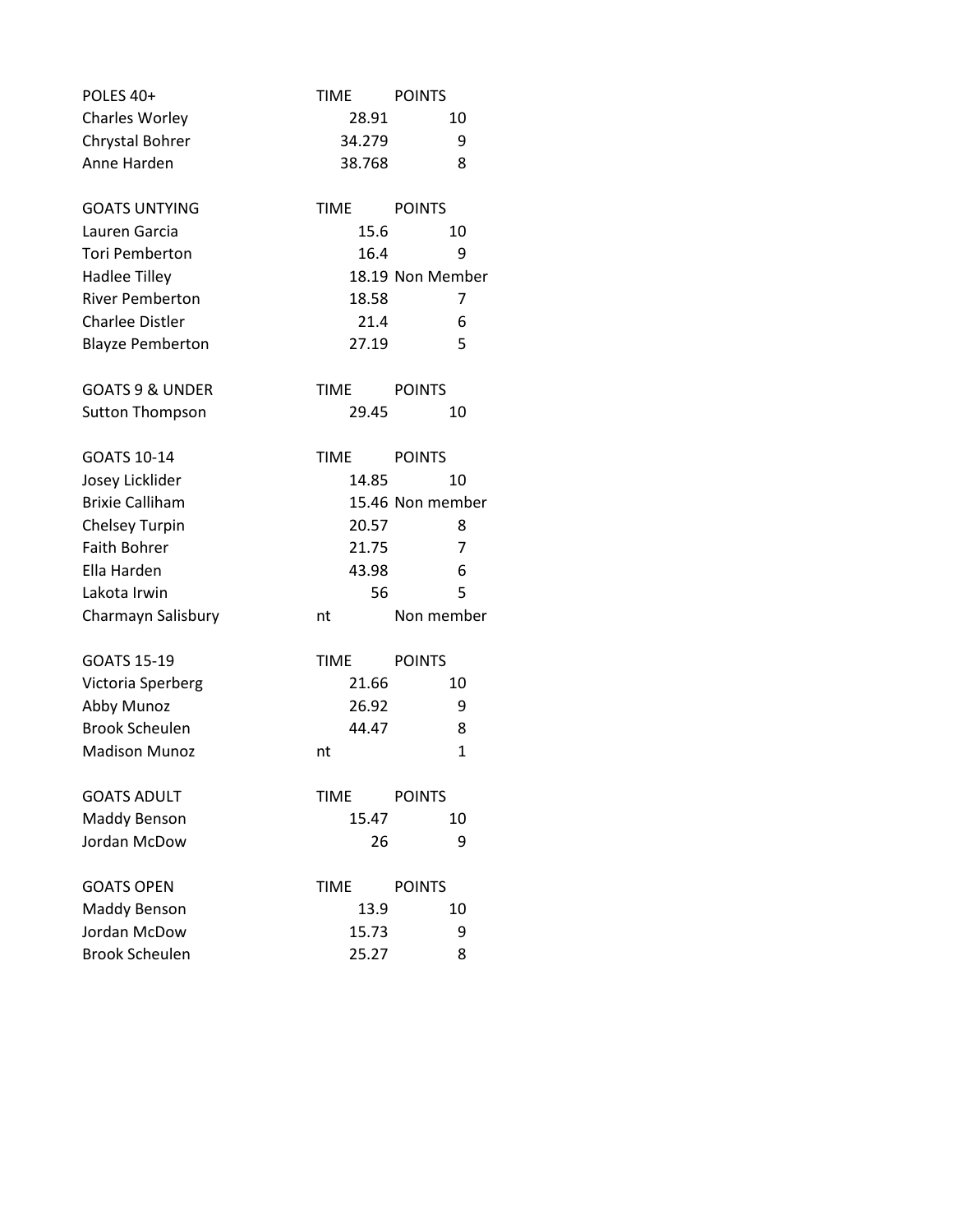| POLES 40+ | TIME | POINTS |
|---|---|---|
| Charles Worley | 28.91 | 10 |
| Chrystal Bohrer | 34.279 | 9 |
| Anne Harden | 38.768 | 8 |

| GOATS UNTYING | TIME | POINTS |
|---|---|---|
| Lauren Garcia | 15.6 | 10 |
| Tori Pemberton | 16.4 | 9 |
| Hadlee Tilley | 18.19 | Non Member |
| River Pemberton | 18.58 | 7 |
| Charlee Distler | 21.4 | 6 |
| Blayze Pemberton | 27.19 | 5 |

| GOATS 9 & UNDER | TIME | POINTS |
|---|---|---|
| Sutton Thompson | 29.45 | 10 |

| GOATS 10-14 | TIME | POINTS |
|---|---|---|
| Josey Licklider | 14.85 | 10 |
| Brixie Calliham | 15.46 | Non member |
| Chelsey Turpin | 20.57 | 8 |
| Faith Bohrer | 21.75 | 7 |
| Ella Harden | 43.98 | 6 |
| Lakota Irwin | 56 | 5 |
| Charmayn Salisbury | nt | Non member |

| GOATS 15-19 | TIME | POINTS |
|---|---|---|
| Victoria Sperberg | 21.66 | 10 |
| Abby Munoz | 26.92 | 9 |
| Brook Scheulen | 44.47 | 8 |
| Madison Munoz | nt | 1 |

| GOATS ADULT | TIME | POINTS |
|---|---|---|
| Maddy Benson | 15.47 | 10 |
| Jordan McDow | 26 | 9 |

| GOATS OPEN | TIME | POINTS |
|---|---|---|
| Maddy Benson | 13.9 | 10 |
| Jordan McDow | 15.73 | 9 |
| Brook Scheulen | 25.27 | 8 |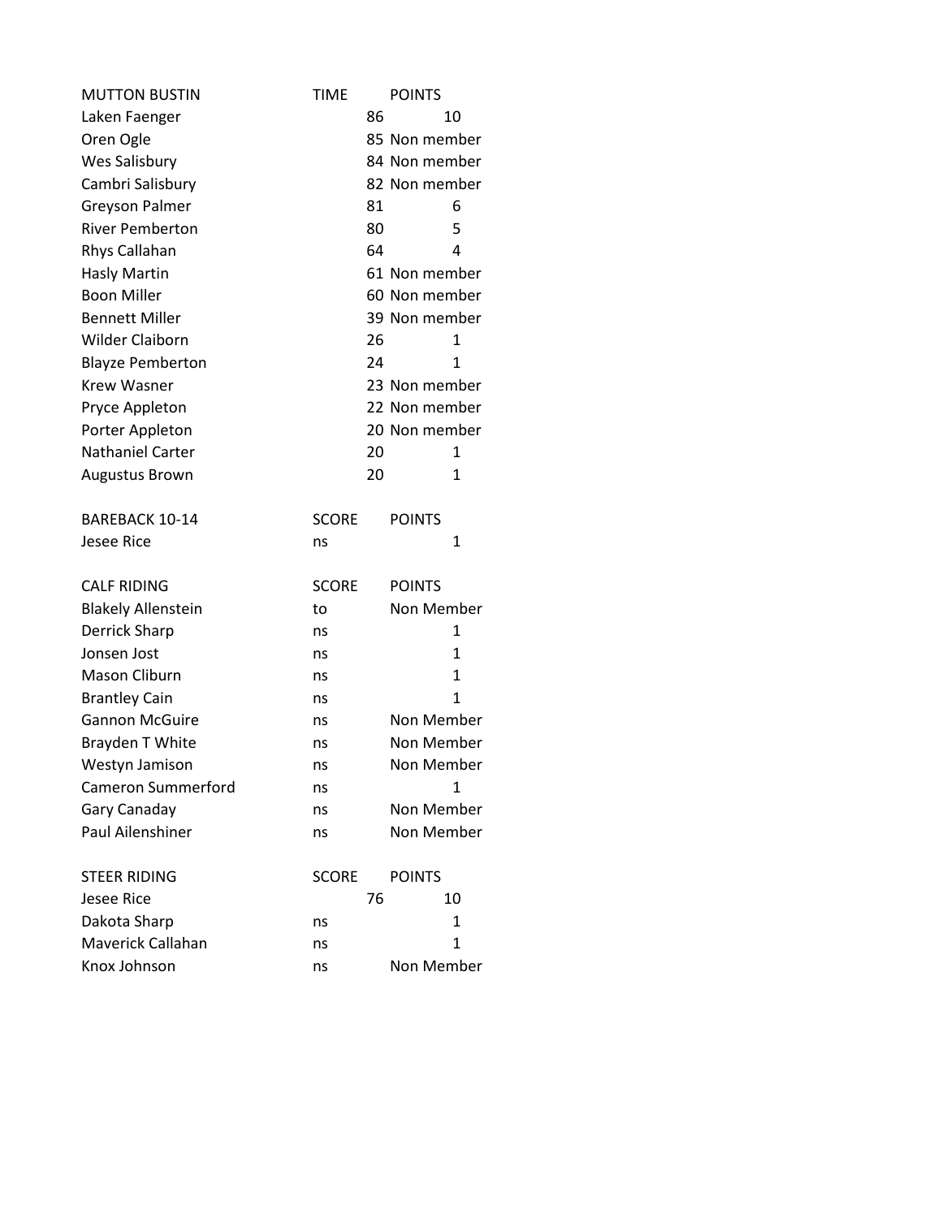| MUTTON BUSTIN | TIME | POINTS |
| --- | --- | --- |
| Laken Faenger | 86 | 10 |
| Oren Ogle | 85 | Non member |
| Wes Salisbury | 84 | Non member |
| Cambri Salisbury | 82 | Non member |
| Greyson Palmer | 81 | 6 |
| River Pemberton | 80 | 5 |
| Rhys Callahan | 64 | 4 |
| Hasly Martin | 61 | Non member |
| Boon Miller | 60 | Non member |
| Bennett Miller | 39 | Non member |
| Wilder Claiborn | 26 | 1 |
| Blayze Pemberton | 24 | 1 |
| Krew Wasner | 23 | Non member |
| Pryce Appleton | 22 | Non member |
| Porter Appleton | 20 | Non member |
| Nathaniel Carter | 20 | 1 |
| Augustus Brown | 20 | 1 |

| BAREBACK 10-14 | SCORE | POINTS |
| --- | --- | --- |
| Jesee Rice | ns | 1 |

| CALF RIDING | SCORE | POINTS |
| --- | --- | --- |
| Blakely Allenstein | to | Non Member |
| Derrick Sharp | ns | 1 |
| Jonsen Jost | ns | 1 |
| Mason Cliburn | ns | 1 |
| Brantley Cain | ns | 1 |
| Gannon McGuire | ns | Non Member |
| Brayden T White | ns | Non Member |
| Westyn Jamison | ns | Non Member |
| Cameron Summerford | ns | 1 |
| Gary Canaday | ns | Non Member |
| Paul Ailenshiner | ns | Non Member |

| STEER RIDING | SCORE | POINTS |
| --- | --- | --- |
| Jesee Rice | 76 | 10 |
| Dakota Sharp | ns | 1 |
| Maverick Callahan | ns | 1 |
| Knox Johnson | ns | Non Member |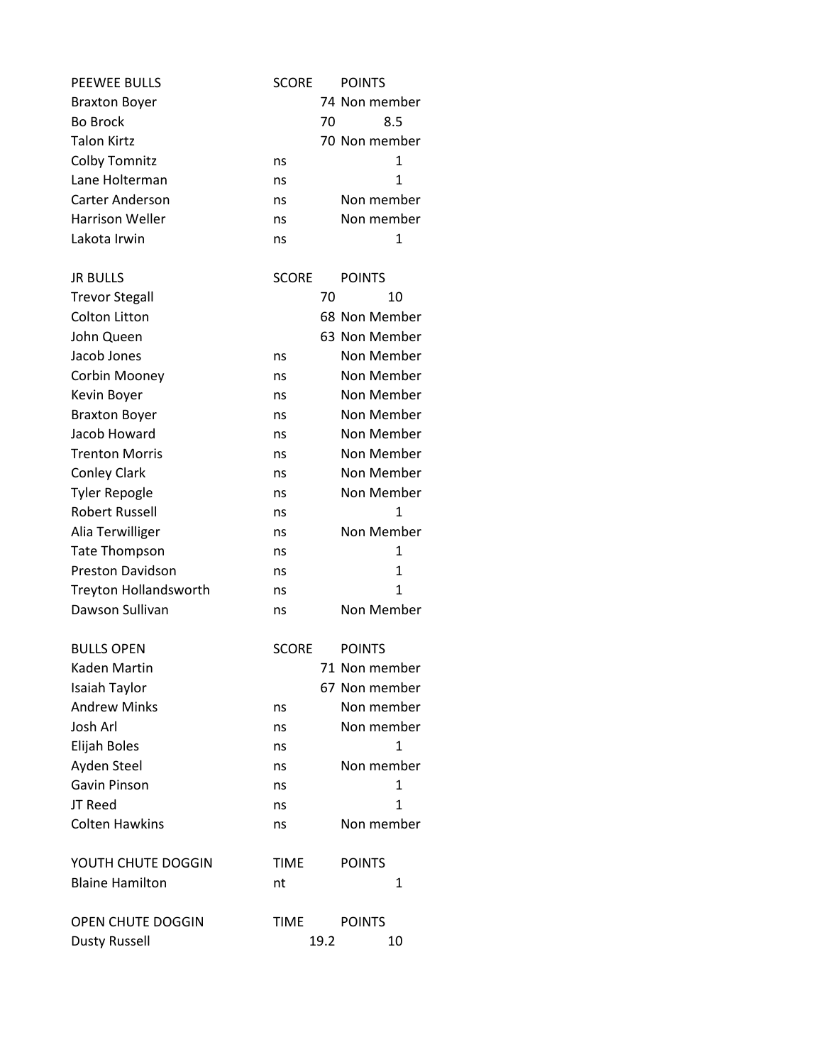| PEEWEE BULLS | SCORE | POINTS |
|---|---|---|
| Braxton Boyer | 74 | Non member |
| Bo Brock | 70 | 8.5 |
| Talon Kirtz | 70 | Non member |
| Colby Tomnitz | ns | 1 |
| Lane Holterman | ns | 1 |
| Carter Anderson | ns | Non member |
| Harrison Weller | ns | Non member |
| Lakota Irwin | ns | 1 |

| JR BULLS | SCORE | POINTS |
|---|---|---|
| Trevor Stegall | 70 | 10 |
| Colton Litton | 68 | Non Member |
| John Queen | 63 | Non Member |
| Jacob Jones | ns | Non Member |
| Corbin Mooney | ns | Non Member |
| Kevin Boyer | ns | Non Member |
| Braxton Boyer | ns | Non Member |
| Jacob Howard | ns | Non Member |
| Trenton Morris | ns | Non Member |
| Conley Clark | ns | Non Member |
| Tyler Repogle | ns | Non Member |
| Robert Russell | ns | 1 |
| Alia Terwilliger | ns | Non Member |
| Tate Thompson | ns | 1 |
| Preston Davidson | ns | 1 |
| Treyton Hollandsworth | ns | 1 |
| Dawson Sullivan | ns | Non Member |

| BULLS OPEN | SCORE | POINTS |
|---|---|---|
| Kaden Martin | 71 | Non member |
| Isaiah Taylor | 67 | Non member |
| Andrew Minks | ns | Non member |
| Josh Arl | ns | Non member |
| Elijah Boles | ns | 1 |
| Ayden Steel | ns | Non member |
| Gavin Pinson | ns | 1 |
| JT Reed | ns | 1 |
| Colten Hawkins | ns | Non member |

| YOUTH CHUTE DOGGIN | TIME | POINTS |
|---|---|---|
| Blaine Hamilton | nt | 1 |

| OPEN CHUTE DOGGIN | TIME | POINTS |
|---|---|---|
| Dusty Russell | 19.2 | 10 |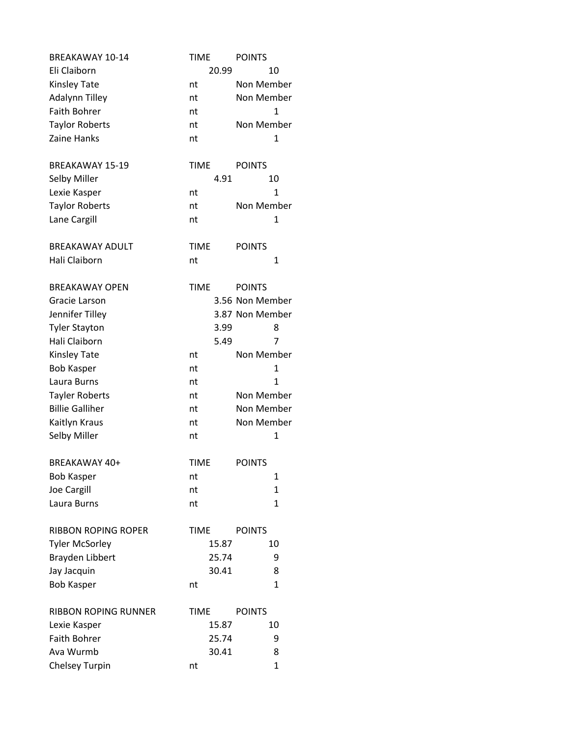| BREAKAWAY 10-14 | TIME | POINTS |
| --- | --- | --- |
| Eli Claiborn | 20.99 | 10 |
| Kinsley Tate | nt | Non Member |
| Adalynn Tilley | nt | Non Member |
| Faith Bohrer | nt | 1 |
| Taylor Roberts | nt | Non Member |
| Zaine Hanks | nt | 1 |

| BREAKAWAY 15-19 | TIME | POINTS |
| --- | --- | --- |
| Selby Miller | 4.91 | 10 |
| Lexie Kasper | nt | 1 |
| Taylor Roberts | nt | Non Member |
| Lane Cargill | nt | 1 |

| BREAKAWAY ADULT | TIME | POINTS |
| --- | --- | --- |
| Hali Claiborn | nt | 1 |

| BREAKAWAY OPEN | TIME | POINTS |
| --- | --- | --- |
| Gracie Larson | 3.56 | Non Member |
| Jennifer Tilley | 3.87 | Non Member |
| Tyler Stayton | 3.99 | 8 |
| Hali Claiborn | 5.49 | 7 |
| Kinsley Tate | nt | Non Member |
| Bob Kasper | nt | 1 |
| Laura Burns | nt | 1 |
| Tayler Roberts | nt | Non Member |
| Billie Galliher | nt | Non Member |
| Kaitlyn Kraus | nt | Non Member |
| Selby Miller | nt | 1 |

| BREAKAWAY 40+ | TIME | POINTS |
| --- | --- | --- |
| Bob Kasper | nt | 1 |
| Joe Cargill | nt | 1 |
| Laura Burns | nt | 1 |

| RIBBON ROPING ROPER | TIME | POINTS |
| --- | --- | --- |
| Tyler McSorley | 15.87 | 10 |
| Brayden Libbert | 25.74 | 9 |
| Jay Jacquin | 30.41 | 8 |
| Bob Kasper | nt | 1 |

| RIBBON ROPING RUNNER | TIME | POINTS |
| --- | --- | --- |
| Lexie Kasper | 15.87 | 10 |
| Faith Bohrer | 25.74 | 9 |
| Ava Wurmb | 30.41 | 8 |
| Chelsey Turpin | nt | 1 |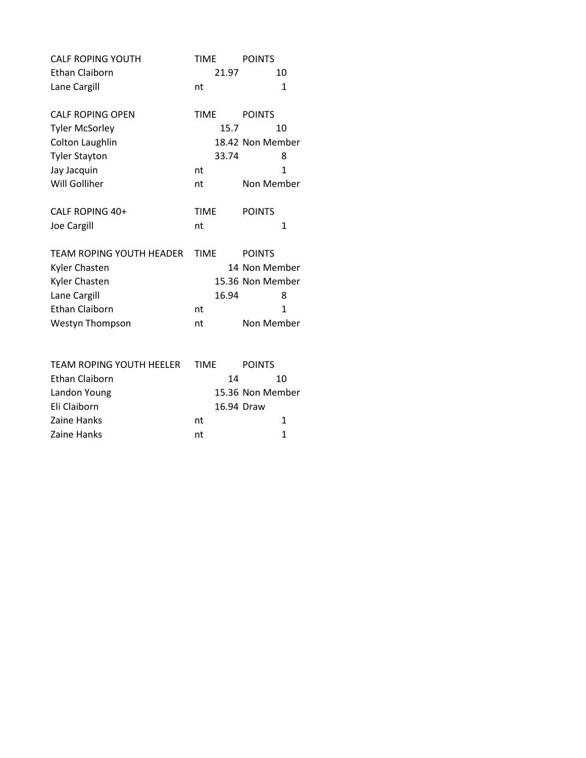| CALF ROPING YOUTH | TIME | POINTS |
| --- | --- | --- |
| Ethan Claiborn | 21.97 | 10 |
| Lane Cargill | nt | 1 |

| CALF ROPING OPEN | TIME | POINTS |
| --- | --- | --- |
| Tyler McSorley | 15.7 | 10 |
| Colton Laughlin | 18.42 | Non Member |
| Tyler Stayton | 33.74 | 8 |
| Jay Jacquin | nt | 1 |
| Will Golliher | nt | Non Member |

| CALF ROPING 40+ | TIME | POINTS |
| --- | --- | --- |
| Joe Cargill | nt | 1 |

| TEAM ROPING YOUTH HEADER | TIME | POINTS |
| --- | --- | --- |
| Kyler Chasten | 14 | Non Member |
| Kyler Chasten | 15.36 | Non Member |
| Lane Cargill | 16.94 | 8 |
| Ethan Claiborn | nt | 1 |
| Westyn Thompson | nt | Non Member |

| TEAM ROPING YOUTH HEELER | TIME | POINTS |
| --- | --- | --- |
| Ethan Claiborn | 14 | 10 |
| Landon Young | 15.36 | Non Member |
| Eli Claiborn | 16.94 | Draw |
| Zaine Hanks | nt | 1 |
| Zaine Hanks | nt | 1 |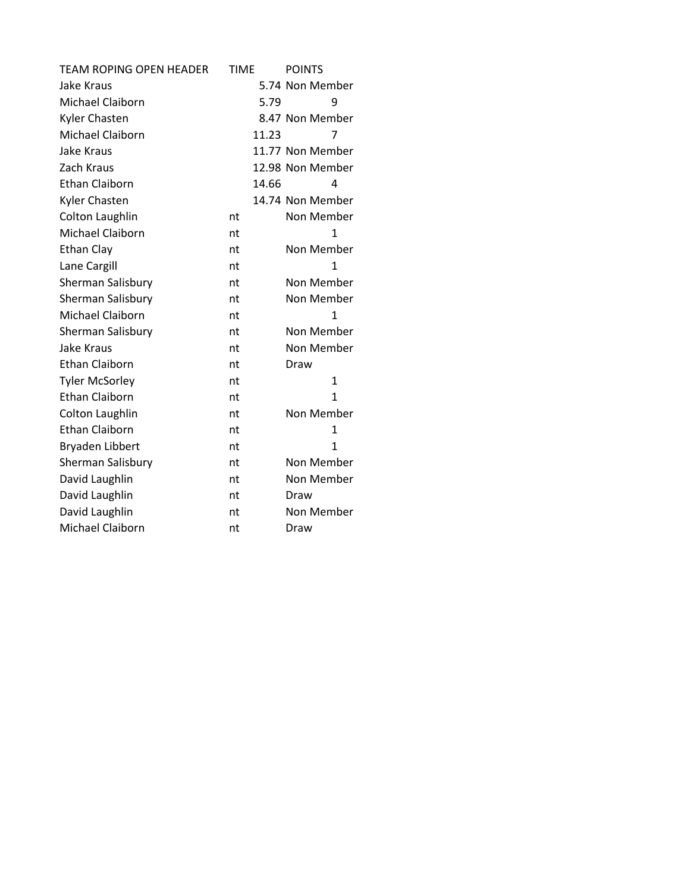| TEAM ROPING OPEN HEADER | TIME | POINTS |
| --- | --- | --- |
| Jake Kraus | 5.74 | Non Member |
| Michael Claiborn | 5.79 | 9 |
| Kyler Chasten | 8.47 | Non Member |
| Michael Claiborn | 11.23 | 7 |
| Jake Kraus | 11.77 | Non Member |
| Zach Kraus | 12.98 | Non Member |
| Ethan Claiborn | 14.66 | 4 |
| Kyler Chasten | 14.74 | Non Member |
| Colton Laughlin | nt | Non Member |
| Michael Claiborn | nt | 1 |
| Ethan Clay | nt | Non Member |
| Lane Cargill | nt | 1 |
| Sherman Salisbury | nt | Non Member |
| Sherman Salisbury | nt | Non Member |
| Michael Claiborn | nt | 1 |
| Sherman Salisbury | nt | Non Member |
| Jake Kraus | nt | Non Member |
| Ethan Claiborn | nt | Draw |
| Tyler McSorley | nt | 1 |
| Ethan Claiborn | nt | 1 |
| Colton Laughlin | nt | Non Member |
| Ethan Claiborn | nt | 1 |
| Bryaden Libbert | nt | 1 |
| Sherman Salisbury | nt | Non Member |
| David Laughlin | nt | Non Member |
| David Laughlin | nt | Draw |
| David Laughlin | nt | Non Member |
| Michael Claiborn | nt | Draw |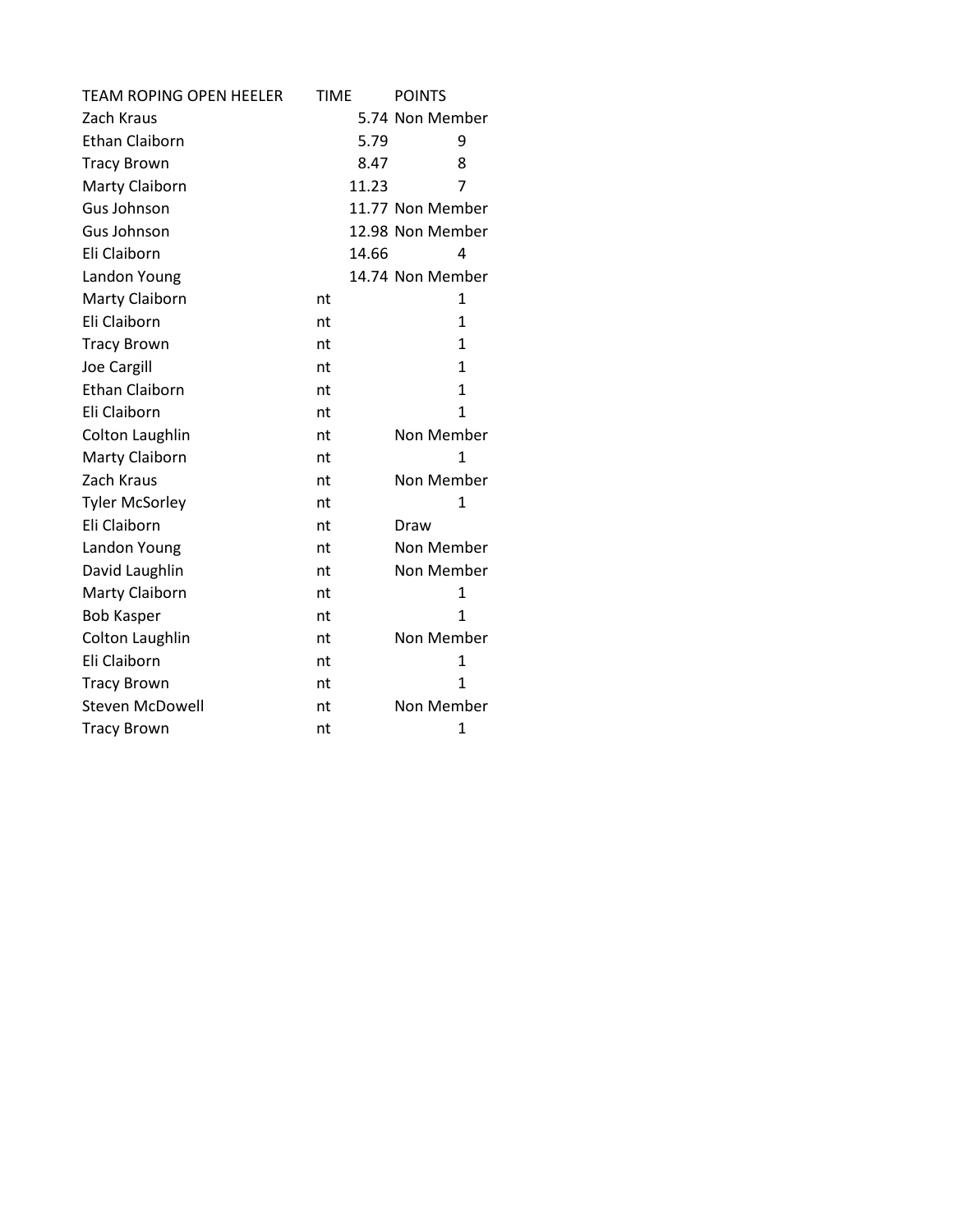| TEAM ROPING OPEN HEELER | TIME | POINTS |
|---|---|---|
| Zach Kraus | 5.74 | Non Member |
| Ethan Claiborn | 5.79 | 9 |
| Tracy Brown | 8.47 | 8 |
| Marty Claiborn | 11.23 | 7 |
| Gus Johnson | 11.77 | Non Member |
| Gus Johnson | 12.98 | Non Member |
| Eli Claiborn | 14.66 | 4 |
| Landon Young | 14.74 | Non Member |
| Marty Claiborn | nt | 1 |
| Eli Claiborn | nt | 1 |
| Tracy Brown | nt | 1 |
| Joe Cargill | nt | 1 |
| Ethan Claiborn | nt | 1 |
| Eli Claiborn | nt | 1 |
| Colton Laughlin | nt | Non Member |
| Marty Claiborn | nt | 1 |
| Zach Kraus | nt | Non Member |
| Tyler McSorley | nt | 1 |
| Eli Claiborn | nt | Draw |
| Landon Young | nt | Non Member |
| David Laughlin | nt | Non Member |
| Marty Claiborn | nt | 1 |
| Bob Kasper | nt | 1 |
| Colton Laughlin | nt | Non Member |
| Eli Claiborn | nt | 1 |
| Tracy Brown | nt | 1 |
| Steven McDowell | nt | Non Member |
| Tracy Brown | nt | 1 |